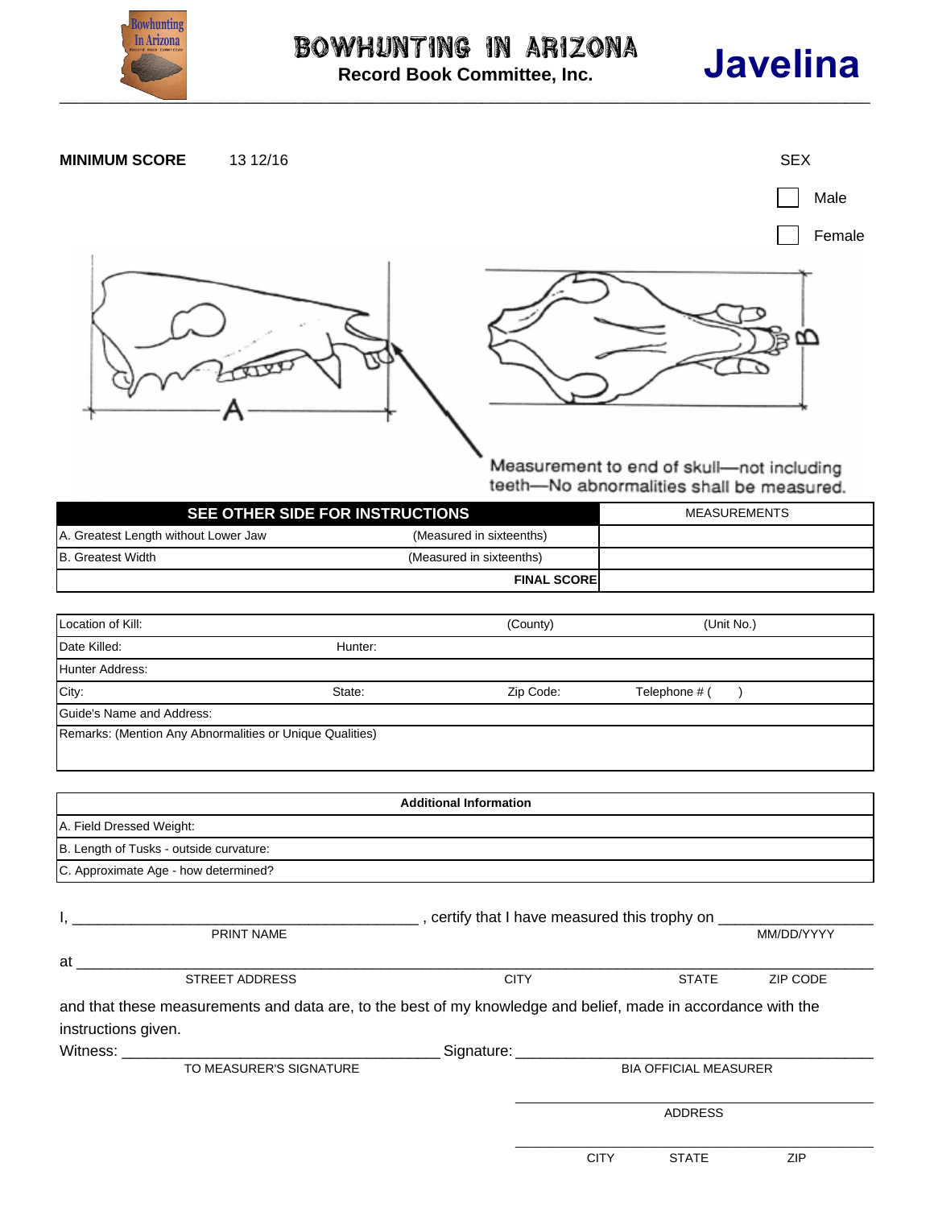# BOWHUNTING IN ARIZONA

**Record Book Committee, Inc.**

# Javelina

**MINIMUM SCORE** 13 12/16

SEX

☐ Male

☐ Female

A

B

Measurement to end of skull—not including teeth—No abnormalities shall be measured.

| SEE OTHER SIDE FOR INSTRUCTIONS | | MEASUREMENTS |
|---|---|---|
| A. Greatest Length without Lower Jaw | (Measured in sixteenths) | |
| B. Greatest Width | (Measured in sixteenths) | |
| | **FINAL SCORE** | |

| | | | |
|---|---|---|---|
| Location of Kill: | | (County) | (Unit No.) |
| Date Killed: | Hunter: | | |
| Hunter Address: | | | |
| City: | State: | Zip Code: | Telephone # ( ) |
| Guide's Name and Address: | | | |
| Remarks: (Mention Any Abnormalities or Unique Qualities) | | | |

| **Additional Information** |
|---|
| A. Field Dressed Weight: |
| B. Length of Tusks - outside curvature: |
| C. Approximate Age - how determined? |

I, ________________________________________ , certify that I have measured this trophy on ________________
PRINT NAME MM/DD/YYYY

at ______________________________________________________________________________________
STREET ADDRESS CITY STATE ZIP CODE

and that these measurements and data are, to the best of my knowledge and belief, made in accordance with the instructions given.

Witness: ______________________________ Signature: ______________________________
TO MEASURER'S SIGNATURE BIA OFFICIAL MEASURER

______________________________
ADDRESS

______________________________
CITY STATE ZIP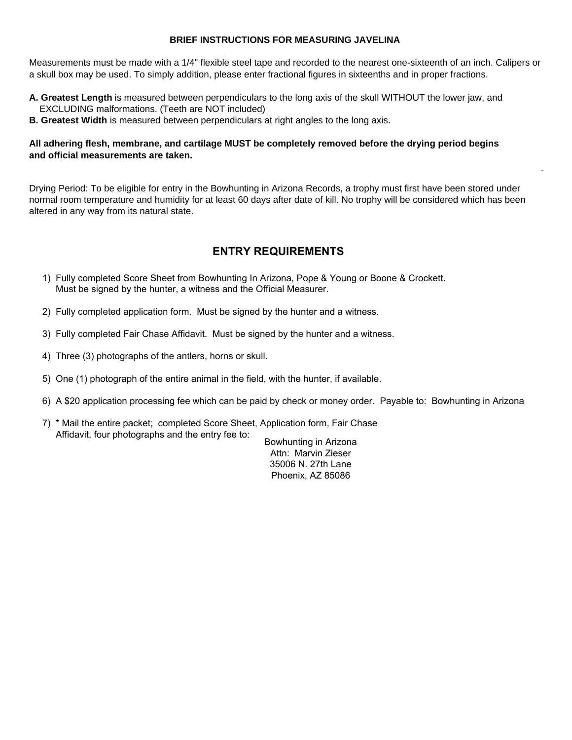### BRIEF INSTRUCTIONS FOR MEASURING JAVELINA

Measurements must be made with a 1/4" flexible steel tape and recorded to the nearest one-sixteenth of an inch. Calipers or a skull box may be used. To simply addition, please enter fractional figures in sixteenths and in proper fractions.

**A. Greatest Length** is measured between perpendiculars to the long axis of the skull WITHOUT the lower jaw, and EXCLUDING malformations. (Teeth are NOT included)
**B. Greatest Width** is measured between perpendiculars at right angles to the long axis.

**All adhering flesh, membrane, and cartilage MUST be completely removed before the drying period begins and official measurements are taken.**

Drying Period: To be eligible for entry in the Bowhunting in Arizona Records, a trophy must first have been stored under normal room temperature and humidity for at least 60 days after date of kill. No trophy will be considered which has been altered in any way from its natural state.

## ENTRY REQUIREMENTS

1) Fully completed Score Sheet from Bowhunting In Arizona, Pope & Young or Boone & Crockett. Must be signed by the hunter, a witness and the Official Measurer.

2) Fully completed application form. Must be signed by the hunter and a witness.

3) Fully completed Fair Chase Affidavit. Must be signed by the hunter and a witness.

4) Three (3) photographs of the antlers, horns or skull.

5) One (1) photograph of the entire animal in the field, with the hunter, if available.

6) A $20 application processing fee which can be paid by check or money order. Payable to: Bowhunting in Arizona

7) * Mail the entire packet; completed Score Sheet, Application form, Fair Chase Affidavit, four photographs and the entry fee to:

Bowhunting in Arizona
Attn: Marvin Zieser
35006 N. 27th Lane
Phoenix, AZ 85086